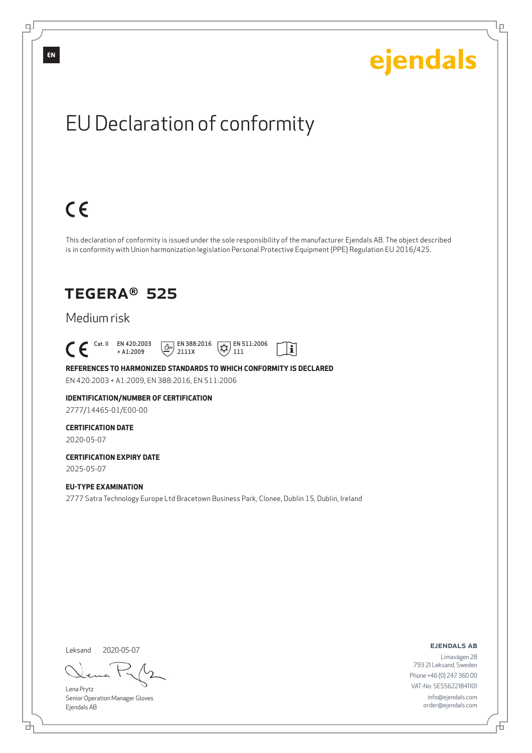EN

ejendals

# EU Declaration of conformity

CE

This declaration of conformity is issued under the sole responsibility of the manufacturer Ejendals AB. The object described is in conformity with Union harmonization legislation Personal Protective Equipment (PPE) Regulation EU 2016/425.

## TEGERA® 525

### Medium risk

CE Cat. II EN 420:2003 + A1:2009 EN 388:2016 2111X EN 511:2006 111

**REFERENCES TO HARMONIZED STANDARDS TO WHICH CONFORMITY IS DECLARED**

EN 420:2003 + A1:2009, EN 388:2016, EN 511:2006

**IDENTIFICATION/NUMBER OF CERTIFICATION**

2777/14465-01/E00-00

**CERTIFICATION DATE**

2020-05-07

**CERTIFICATION EXPIRY DATE**

2025-05-07

**EU-TYPE EXAMINATION**

2777 Satra Technology Europe Ltd Bracetown Business Park, Clonee, Dublin 15, Dublin, Ireland

Leksand 2020-05-07

Lena Prytz
Senior Operation Manager Gloves
Ejendals AB

**EJENDALS AB**

Limavägen 28
793 21 Leksand, Sweden
Phone +46 (0) 247 360 00
VAT-No: SE556221841101
info@ejendals.com
order@ejendals.com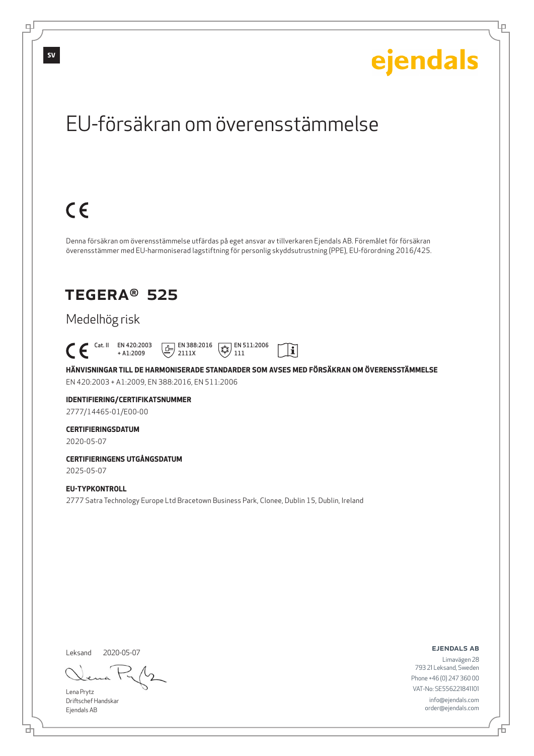SV

ejendals

# EU-försäkran om överensstämmelse

CE

Denna försäkran om överensstämmelse utfärdas på eget ansvar av tillverkaren Ejendals AB. Föremålet för försäkran överensstämmer med EU-harmoniserad lagstiftning för personlig skyddsutrustning (PPE), EU-förordning 2016/425.

## TEGERA® 525

Medelhög risk

CE Cat. II EN 420:2003 + A1:2009 EN 388:2016 2111X EN 511:2006 111

**HÄNVISNINGAR TILL DE HARMONISERADE STANDARDER SOM AVSES MED FÖRSÄKRAN OM ÖVERENSSTÄMMELSE**

EN 420:2003 + A1:2009, EN 388:2016, EN 511:2006

**IDENTIFIERING/CERTIFIKATSNUMMER**

2777/14465-01/E00-00

**CERTIFIERINGSDATUM**

2020-05-07

**CERTIFIERINGENS UTGÅNGSDATUM**

2025-05-07

**EU-TYPKONTROLL**

2777 Satra Technology Europe Ltd Bracetown Business Park, Clonee, Dublin 15, Dublin, Ireland

Leksand 2020-05-07

Lena Prytz
Driftschef Handskar
Ejendals AB

**EJENDALS AB**
Limavägen 28
793 21 Leksand, Sweden
Phone +46 (0) 247 360 00
VAT-No: SE556221841101
info@ejendals.com
order@ejendals.com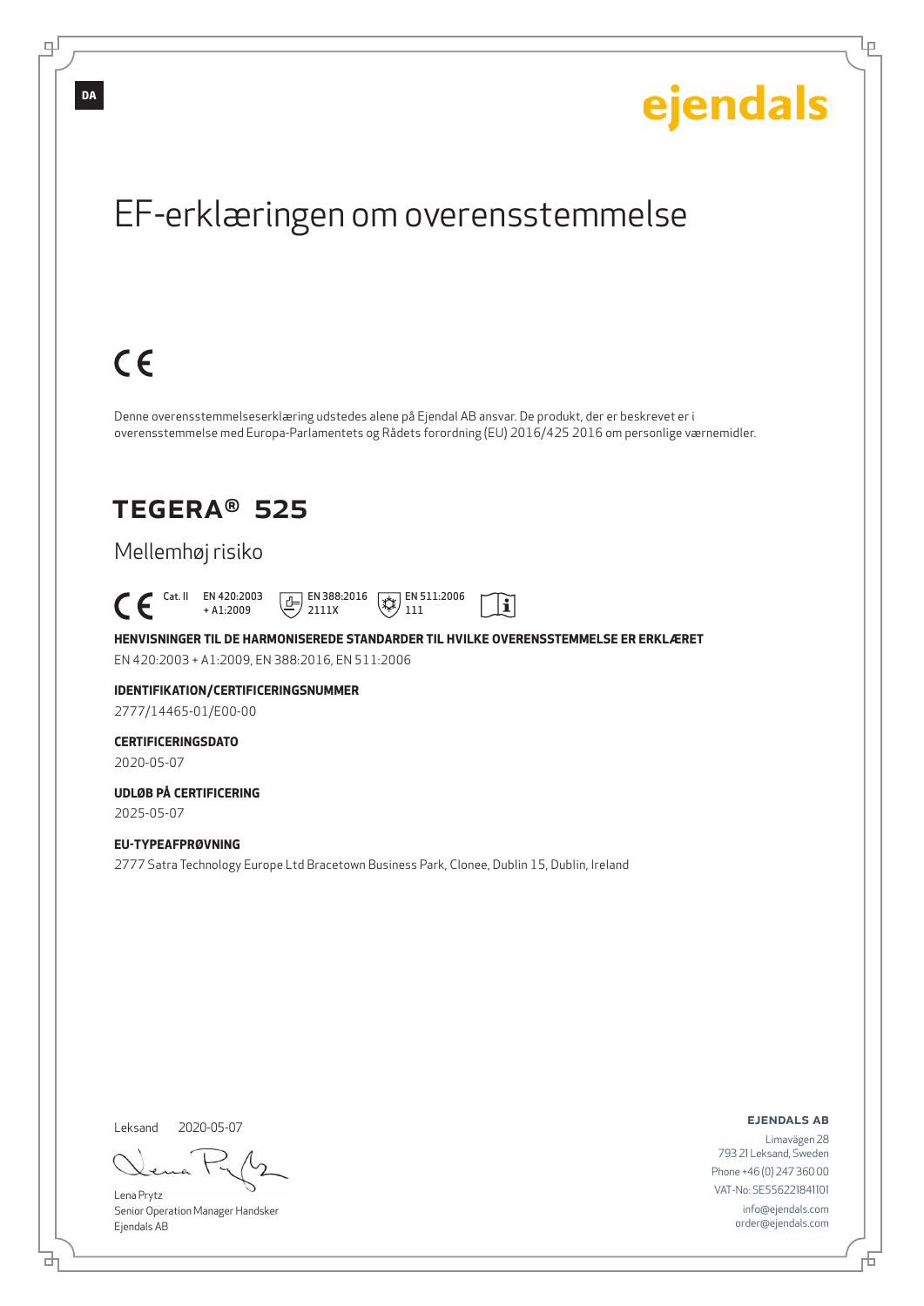DA

ejendals

# EF-erklæringen om overensstemmelse

CE

Denne overensstemmelseserklæring udstedes alene på Ejendal AB ansvar. De produkt, der er beskrevet er i overensstemmelse med Europa-Parlamentets og Rådets forordning (EU) 2016/425 2016 om personlige værnemidler.

## TEGERA® 525

Mellemhøj risiko

CE Cat. II EN 420:2003 + A1:2009 EN 388:2016 2111X EN 511:2006 111

**HENVISNINGER TIL DE HARMONISEREDE STANDARDER TIL HVILKE OVERENSSTEMMELSE ER ERKLÆRET**

EN 420:2003 + A1:2009, EN 388:2016, EN 511:2006

**IDENTIFIKATION/CERTIFICERINGSNUMMER**

2777/14465-01/E00-00

**CERTIFICERINGSDATO**

2020-05-07

**UDLØB PÅ CERTIFICERING**

2025-05-07

**EU-TYPEAFPRØVNING**

2777 Satra Technology Europe Ltd Bracetown Business Park, Clonee, Dublin 15, Dublin, Ireland

Leksand 2020-05-07

Lena Prytz
Senior Operation Manager Handsker
Ejendals AB

**EJENDALS AB**
Limavägen 28
793 21 Leksand, Sweden
Phone +46 (0) 247 360 00
VAT-No: SE556221841101
info@ejendals.com
order@ejendals.com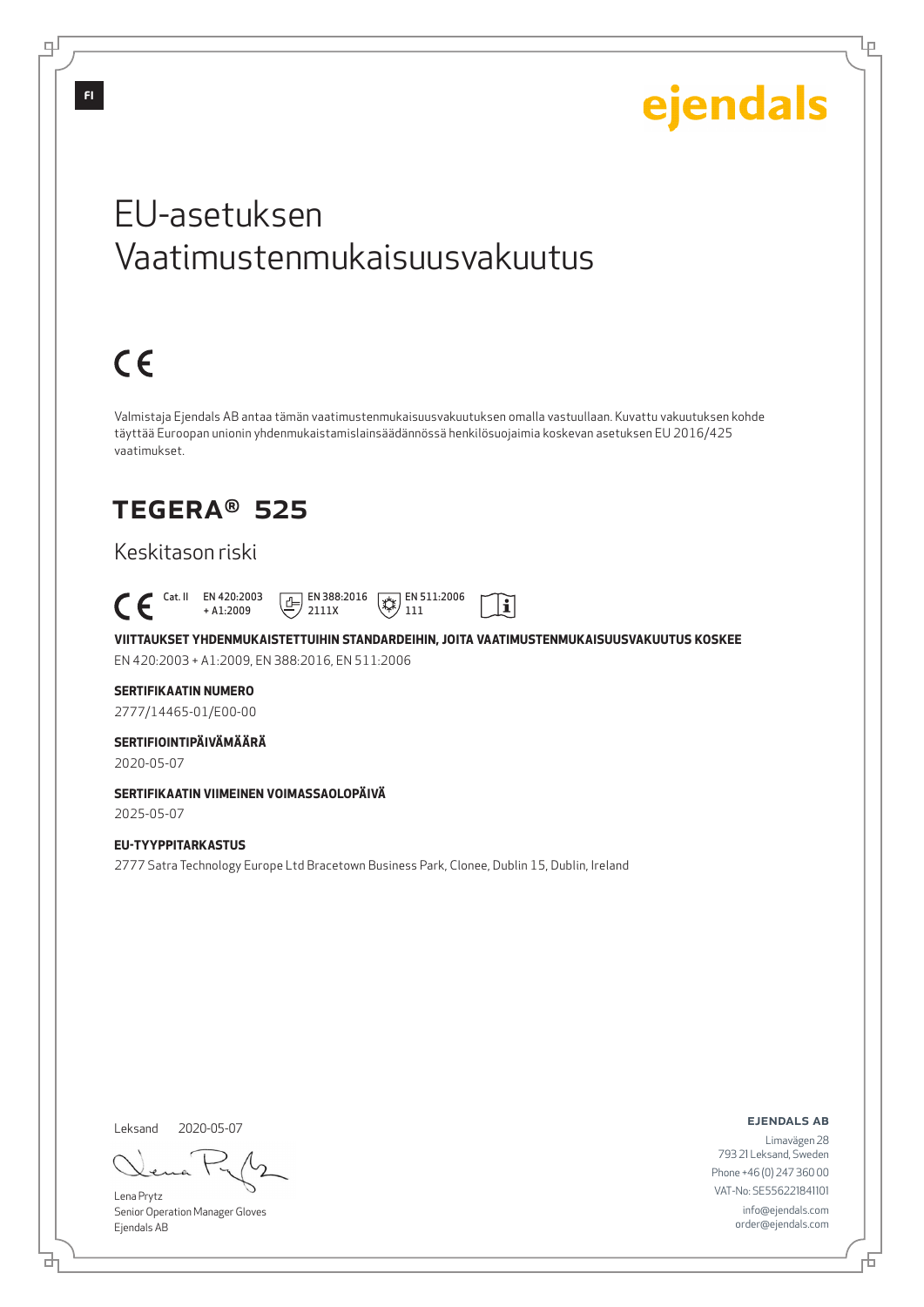# EU-asetuksen Vaatimustenmukaisuusvakuutus

CE

Valmistaja Ejendals AB antaa tämän vaatimustenmukaisuusvakuutuksen omalla vastuullaan. Kuvattu vakuutuksen kohde täyttää Euroopan unionin yhdenmukaistamislainsäädännössä henkilösuojaimia koskevan asetuksen EU 2016/425 vaatimukset.

## TEGERA® 525

Keskitason riski

CE Cat. II EN 420:2003 + A1:2009 EN 388:2016 2111X EN 511:2006 111

**VIITTAUKSET YHDENMUKAISTETTUIHIN STANDARDEIHIN, JOITA VAATIMUSTENMUKAISUUSVAKUUTUS KOSKEE**

EN 420:2003 + A1:2009, EN 388:2016, EN 511:2006

**SERTIFIKAATIN NUMERO**

2777/14465-01/E00-00

**SERTIFIOINTIPÄIVÄMÄÄRÄ**

2020-05-07

**SERTIFIKAATIN VIIMEINEN VOIMASSAOLOPÄIVÄ**

2025-05-07

**EU-TYYPPITARKASTUS**

2777 Satra Technology Europe Ltd Bracetown Business Park, Clonee, Dublin 15, Dublin, Ireland

Leksand 2020-05-07

Lena Prytz
Senior Operation Manager Gloves
Ejendals AB

**EJENDALS AB**
Limavägen 28
793 21 Leksand, Sweden
Phone +46 (0) 247 360 00
VAT-No: SE556221841101
info@ejendals.com
order@ejendals.com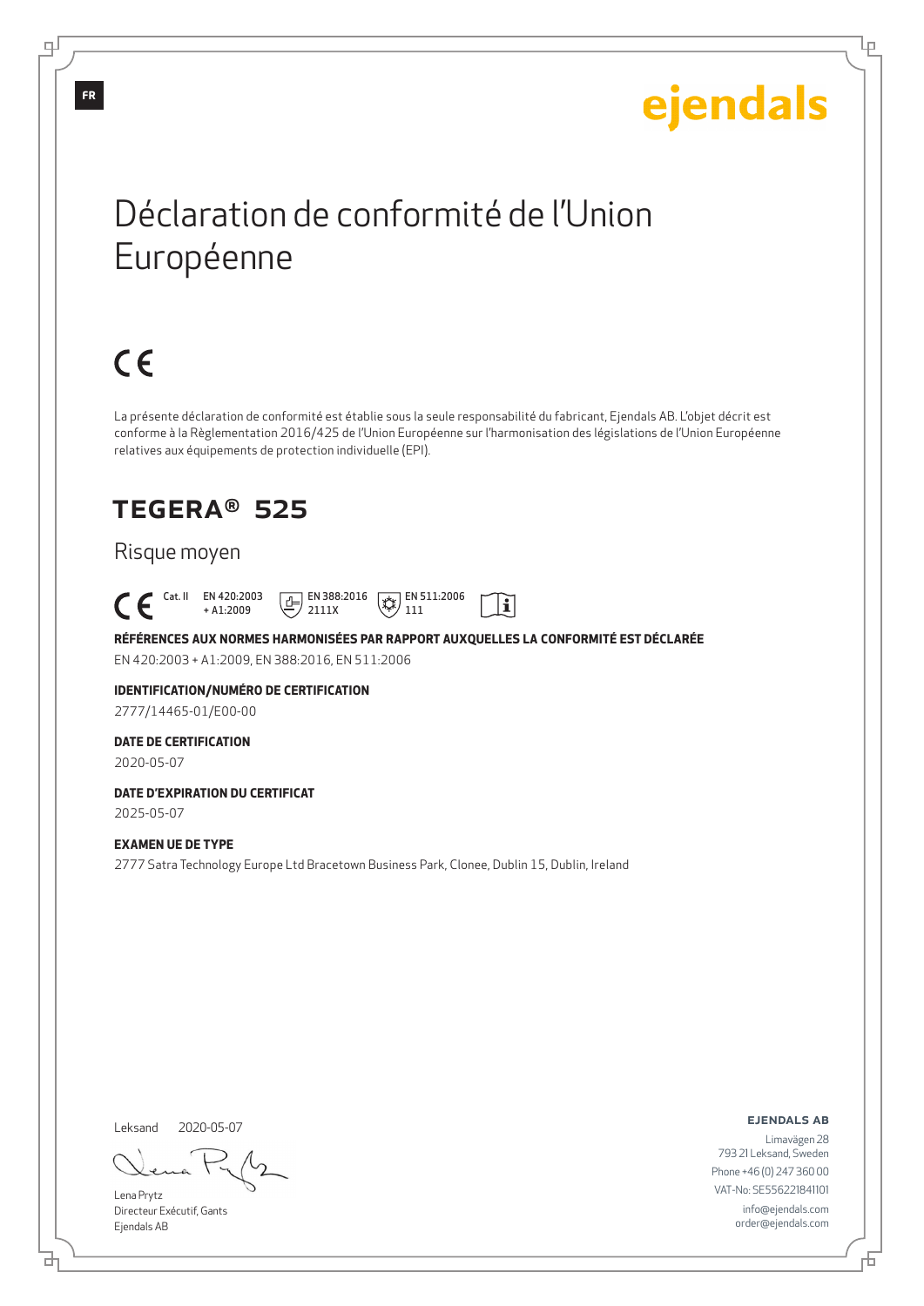FR

ejendals

# Déclaration de conformité de l'Union Européenne

CE

La présente déclaration de conformité est établie sous la seule responsabilité du fabricant, Ejendals AB. L'objet décrit est conforme à la Règlementation 2016/425 de l'Union Européenne sur l'harmonisation des législations de l'Union Européenne relatives aux équipements de protection individuelle (EPI).

## TEGERA® 525

### Risque moyen

CE Cat. II EN 420:2003 + A1:2009 EN 388:2016 2111X EN 511:2006 111

**RÉFÉRENCES AUX NORMES HARMONISÉES PAR RAPPORT AUXQUELLES LA CONFORMITÉ EST DÉCLARÉE**

EN 420:2003 + A1:2009, EN 388:2016, EN 511:2006

**IDENTIFICATION/NUMÉRO DE CERTIFICATION**

2777/14465-01/E00-00

**DATE DE CERTIFICATION**

2020-05-07

**DATE D'EXPIRATION DU CERTIFICAT**

2025-05-07

**EXAMEN UE DE TYPE**

2777 Satra Technology Europe Ltd Bracetown Business Park, Clonee, Dublin 15, Dublin, Ireland

Leksand 2020-05-07

Lena Prytz
Directeur Exécutif, Gants
Ejendals AB

**EJENDALS AB**

Limavägen 28
793 21 Leksand, Sweden
Phone +46 (0) 247 360 00
VAT-No: SE556221841101
info@ejendals.com
order@ejendals.com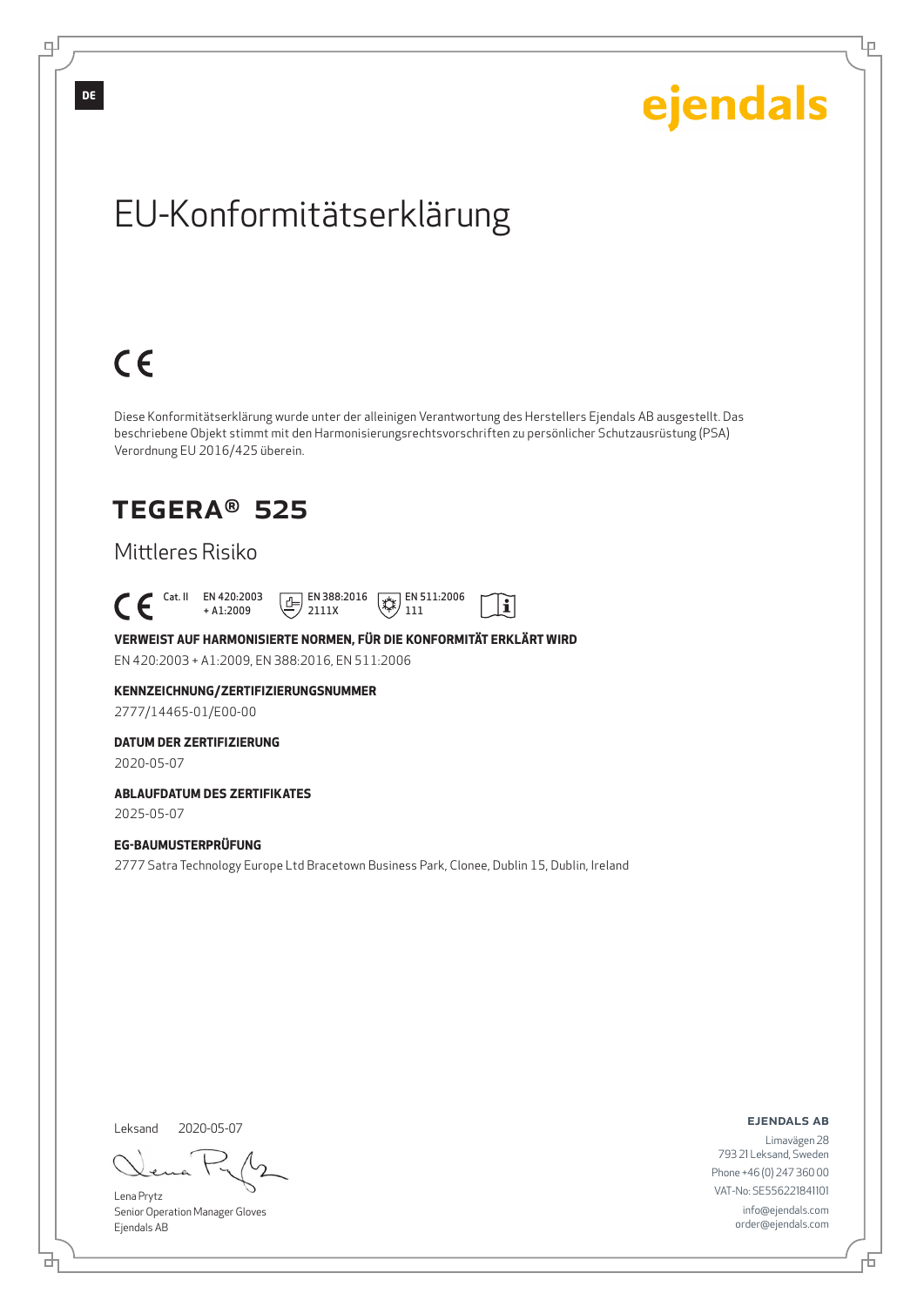DE

ejendals

# EU-Konformitätserklärung

CE

Diese Konformitätserklärung wurde unter der alleinigen Verantwortung des Herstellers Ejendals AB ausgestellt. Das beschriebene Objekt stimmt mit den Harmonisierungsrechtsvorschriften zu persönlicher Schutzausrüstung (PSA) Verordnung EU 2016/425 überein.

## TEGERA® 525

### Mittleres Risiko

CE Cat. II EN 420:2003 + A1:2009 EN 388:2016 2111X EN 511:2006 111

**VERWEIST AUF HARMONISIERTE NORMEN, FÜR DIE KONFORMITÄT ERKLÄRT WIRD**

EN 420:2003 + A1:2009, EN 388:2016, EN 511:2006

**KENNZEICHNUNG/ZERTIFIZIERUNGSNUMMER**

2777/14465-01/E00-00

**DATUM DER ZERTIFIZIERUNG**

2020-05-07

**ABLAUFDATUM DES ZERTIFIKATES**

2025-05-07

**EG-BAUMUSTERPRÜFUNG**

2777 Satra Technology Europe Ltd Bracetown Business Park, Clonee, Dublin 15, Dublin, Ireland

Leksand 2020-05-07

Lena Prytz
Senior Operation Manager Gloves
Ejendals AB

**EJENDALS AB**

Limavägen 28
793 21 Leksand, Sweden
Phone +46 (0) 247 360 00
VAT-No: SE556221841101
info@ejendals.com
order@ejendals.com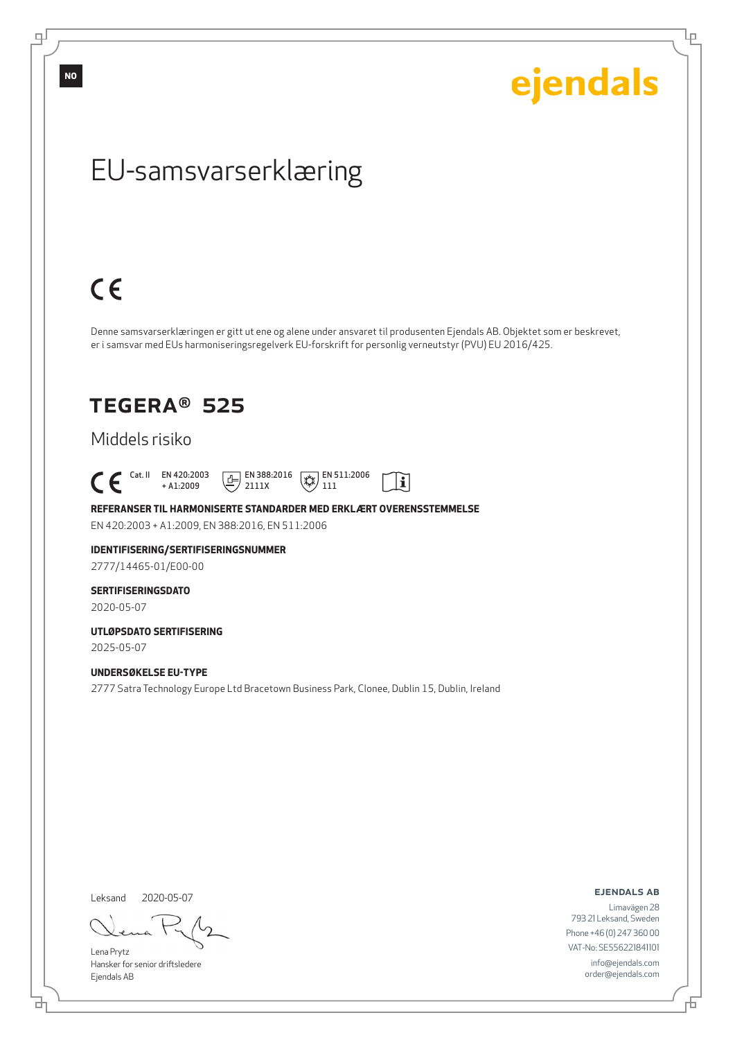NO

ejendals

# EU-samsvarserklæring

CE

Denne samsvarserklæringen er gitt ut ene og alene under ansvaret til produsenten Ejendals AB. Objektet som er beskrevet, er i samsvar med EUs harmoniseringsregelverk EU-forskrift for personlig verneutstyr (PVU) EU 2016/425.

## TEGERA® 525

Middels risiko

CE Cat. II EN 420:2003 + A1:2009 EN 388:2016 2111X EN 511:2006 111

**REFERANSER TIL HARMONISERTE STANDARDER MED ERKLÆRT OVERENSSTEMMELSE**

EN 420:2003 + A1:2009, EN 388:2016, EN 511:2006

**IDENTIFISERING/SERTIFISERINGSNUMMER**

2777/14465-01/E00-00

**SERTIFISERINGSDATO**

2020-05-07

**UTLØPSDATO SERTIFISERING**

2025-05-07

**UNDERSØKELSE EU-TYPE**

2777 Satra Technology Europe Ltd Bracetown Business Park, Clonee, Dublin 15, Dublin, Ireland

Leksand 2020-05-07

Lena Prytz
Hansker for senior driftsledere
Ejendals AB

**EJENDALS AB**
Limavägen 28
793 21 Leksand, Sweden
Phone +46 (0) 247 360 00
VAT-No: SE556221841101
info@ejendals.com
order@ejendals.com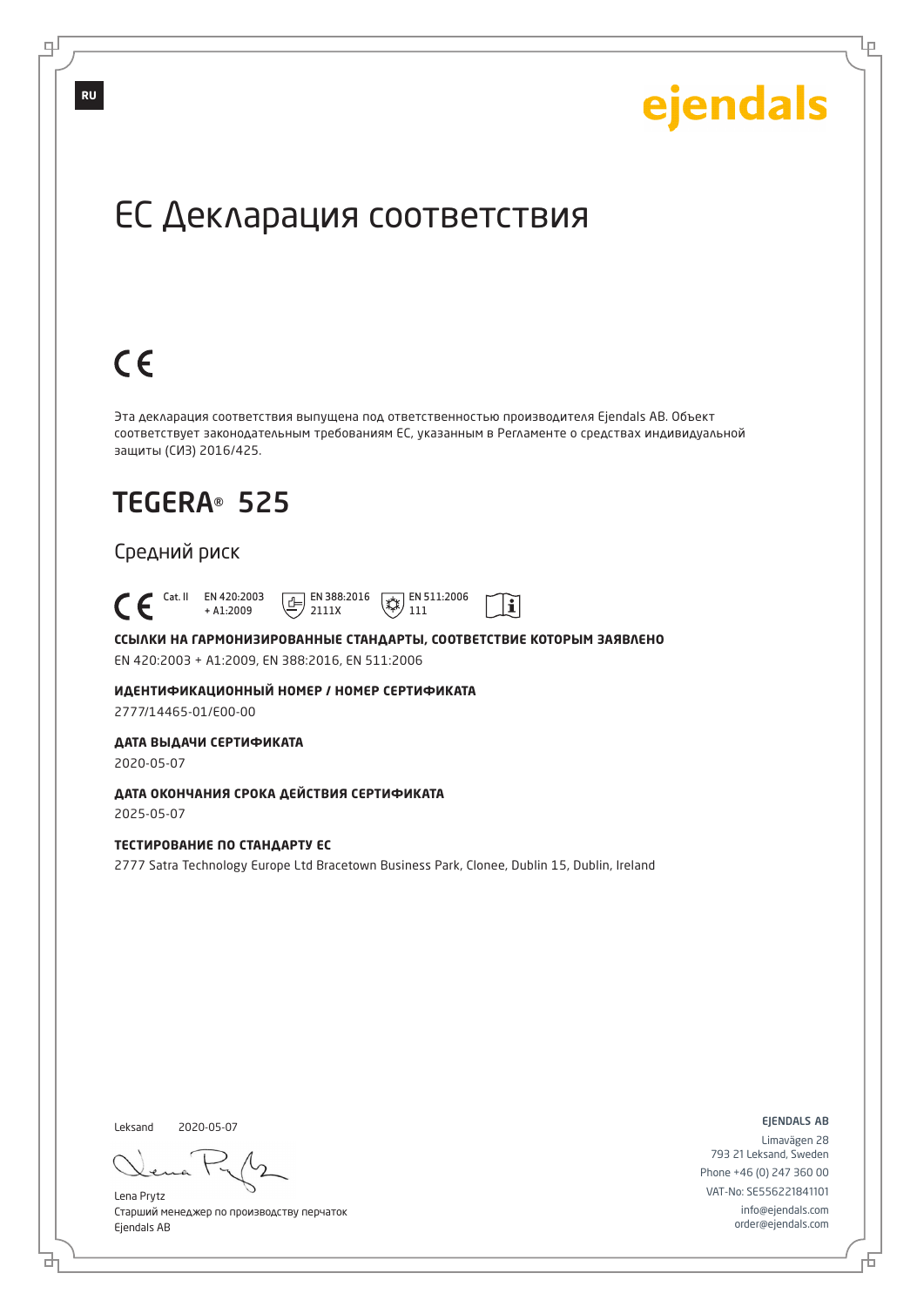RU

ejendals

# ЕС Декларация соответствия

CE

Эта декларация соответствия выпущена под ответственностью производителя Ejendals AB. Объект соответствует законодательным требованиям ЕС, указанным в Регламенте о средствах индивидуальной защиты (СИЗ) 2016/425.

## TEGERA® 525

Средний риск

CE Cat. II EN 420:2003 + A1:2009 EN 388:2016 2111X EN 511:2006 111

**ССЫЛКИ НА ГАРМОНИЗИРОВАННЫЕ СТАНДАРТЫ, СООТВЕТСТВИЕ КОТОРЫМ ЗАЯВЛЕНО**

EN 420:2003 + A1:2009, EN 388:2016, EN 511:2006

**ИДЕНТИФИКАЦИОННЫЙ НОМЕР / НОМЕР СЕРТИФИКАТА**

2777/14465-01/E00-00

**ДАТА ВЫДАЧИ СЕРТИФИКАТА**

2020-05-07

**ДАТА ОКОНЧАНИЯ СРОКА ДЕЙСТВИЯ СЕРТИФИКАТА**

2025-05-07

**ТЕСТИРОВАНИЕ ПО СТАНДАРТУ ЕС**

2777 Satra Technology Europe Ltd Bracetown Business Park, Clonee, Dublin 15, Dublin, Ireland

Leksand 2020-05-07

Lena Prytz
Старший менеджер по производству перчаток
Ejendals AB

EJENDALS AB
Limavägen 28
793 21 Leksand, Sweden
Phone +46 (0) 247 360 00
VAT-No: SE556221841101
info@ejendals.com
order@ejendals.com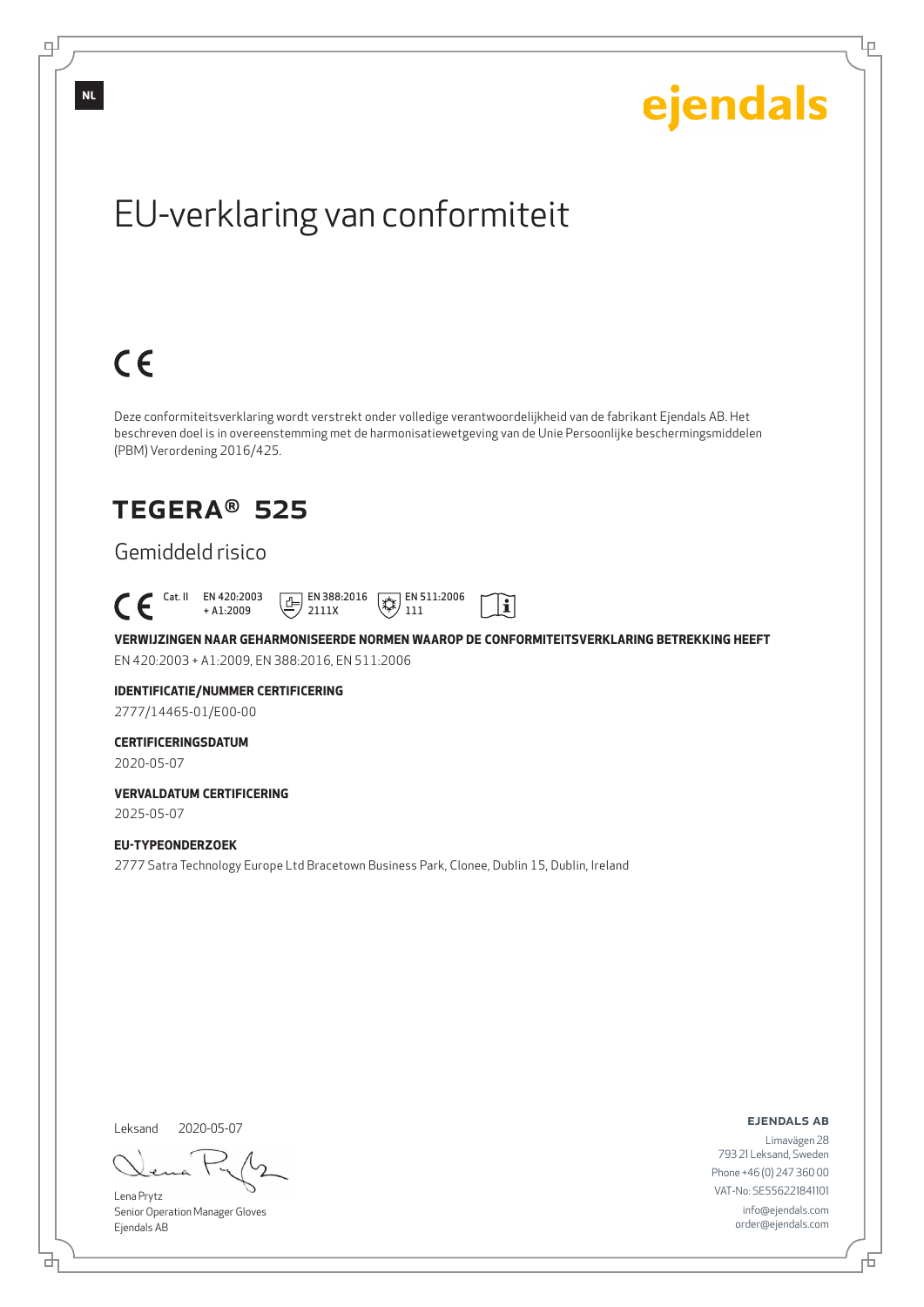NL

ejendals

# EU-verklaring van conformiteit

CE

Deze conformiteitsverklaring wordt verstrekt onder volledige verantwoordelijkheid van de fabrikant Ejendals AB. Het beschreven doel is in overeenstemming met de harmonisatiewetgeving van de Unie Persoonlijke beschermingsmiddelen (PBM) Verordening 2016/425.

## TEGERA® 525

### Gemiddeld risico

CE Cat. II EN 420:2003 + A1:2009 EN 388:2016 2111X EN 511:2006 111

**VERWIJZINGEN NAAR GEHARMONISEERDE NORMEN WAAROP DE CONFORMITEITSVERKLARING BETREKKING HEEFT**

EN 420:2003 + A1:2009, EN 388:2016, EN 511:2006

**IDENTIFICATIE/NUMMER CERTIFICERING**

2777/14465-01/E00-00

**CERTIFICERINGSDATUM**

2020-05-07

**VERVALDATUM CERTIFICERING**

2025-05-07

**EU-TYPEONDERZOEK**

2777 Satra Technology Europe Ltd Bracetown Business Park, Clonee, Dublin 15, Dublin, Ireland

Leksand 2020-05-07

Lena Prytz
Senior Operation Manager Gloves
Ejendals AB

**EJENDALS AB**

Limavägen 28
793 21 Leksand, Sweden
Phone +46 (0) 247 360 00
VAT-No: SE556221841101
info@ejendals.com
order@ejendals.com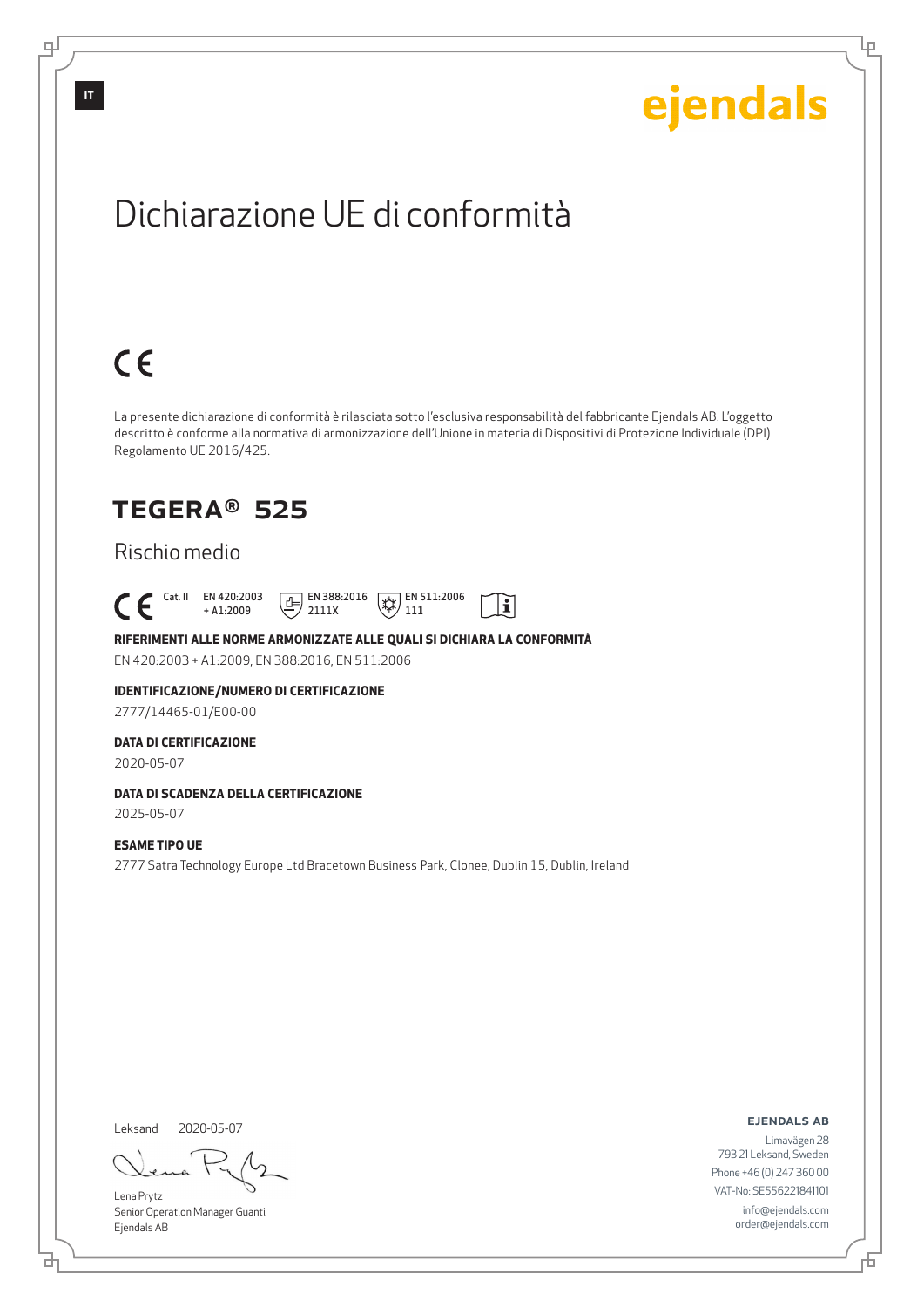IT

ejendals

# Dichiarazione UE di conformità

CE

La presente dichiarazione di conformità è rilasciata sotto l'esclusiva responsabilità del fabbricante Ejendals AB. L'oggetto descritto è conforme alla normativa di armonizzazione dell'Unione in materia di Dispositivi di Protezione Individuale (DPI) Regolamento UE 2016/425.

## TEGERA® 525

### Rischio medio

CE Cat. II EN 420:2003 + A1:2009 EN 388:2016 2111X EN 511:2006 111

**RIFERIMENTI ALLE NORME ARMONIZZATE ALLE QUALI SI DICHIARA LA CONFORMITÀ**

EN 420:2003 + A1:2009, EN 388:2016, EN 511:2006

**IDENTIFICAZIONE/NUMERO DI CERTIFICAZIONE**

2777/14465-01/E00-00

**DATA DI CERTIFICAZIONE**

2020-05-07

**DATA DI SCADENZA DELLA CERTIFICAZIONE**

2025-05-07

**ESAME TIPO UE**

2777 Satra Technology Europe Ltd Bracetown Business Park, Clonee, Dublin 15, Dublin, Ireland

Leksand 2020-05-07

Lena Prytz
Senior Operation Manager Guanti
Ejendals AB

**EJENDALS AB**
Limavägen 28
793 21 Leksand, Sweden
Phone +46 (0) 247 360 00
VAT-No: SE556221841101
info@ejendals.com
order@ejendals.com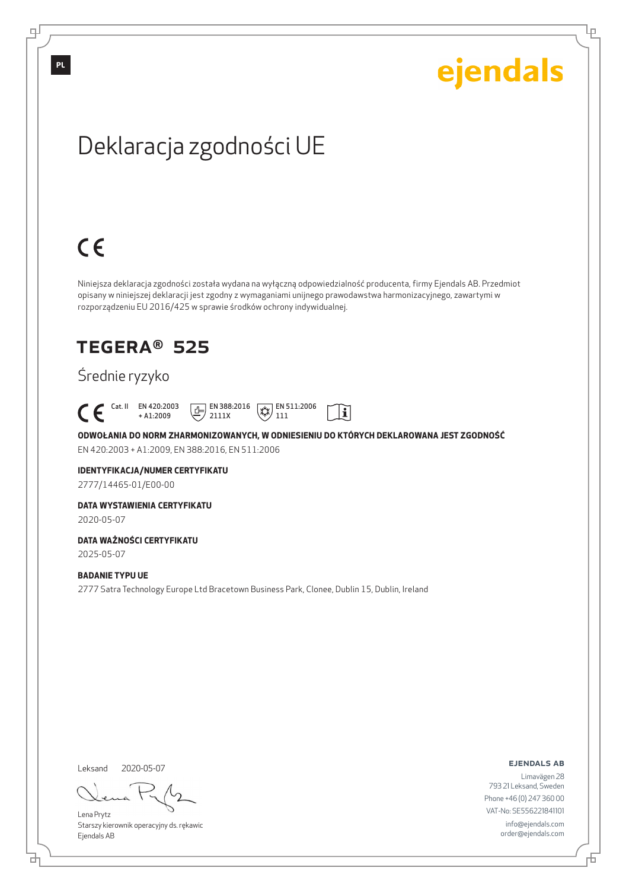PL

ejendals

# Deklaracja zgodności UE

CE

Niniejsza deklaracja zgodności została wydana na wyłączną odpowiedzialność producenta, firmy Ejendals AB. Przedmiot opisany w niniejszej deklaracji jest zgodny z wymaganiami unijnego prawodawstwa harmonizacyjnego, zawartymi w rozporządzeniu EU 2016/425 w sprawie środków ochrony indywidualnej.

## TEGERA® 525

Średnie ryzyko

CE Cat. II EN 420:2003 + A1:2009 EN 388:2016 2111X EN 511:2006 111

**ODWOŁANIA DO NORM ZHARMONIZOWANYCH, W ODNIESIENIU DO KTÓRYCH DEKLAROWANA JEST ZGODNOŚĆ**

EN 420:2003 + A1:2009, EN 388:2016, EN 511:2006

**IDENTYFIKACJA/NUMER CERTYFIKATU**

2777/14465-01/E00-00

**DATA WYSTAWIENIA CERTYFIKATU**

2020-05-07

**DATA WAŻNOŚCI CERTYFIKATU**

2025-05-07

**BADANIE TYPU UE**

2777 Satra Technology Europe Ltd Bracetown Business Park, Clonee, Dublin 15, Dublin, Ireland

Leksand 2020-05-07

Lena Prytz
Starszy kierownik operacyjny ds. rękawic
Ejendals AB

**EJENDALS AB**
Limavägen 28
793 21 Leksand, Sweden
Phone +46 (0) 247 360 00
VAT-No: SE556221841101
info@ejendals.com
order@ejendals.com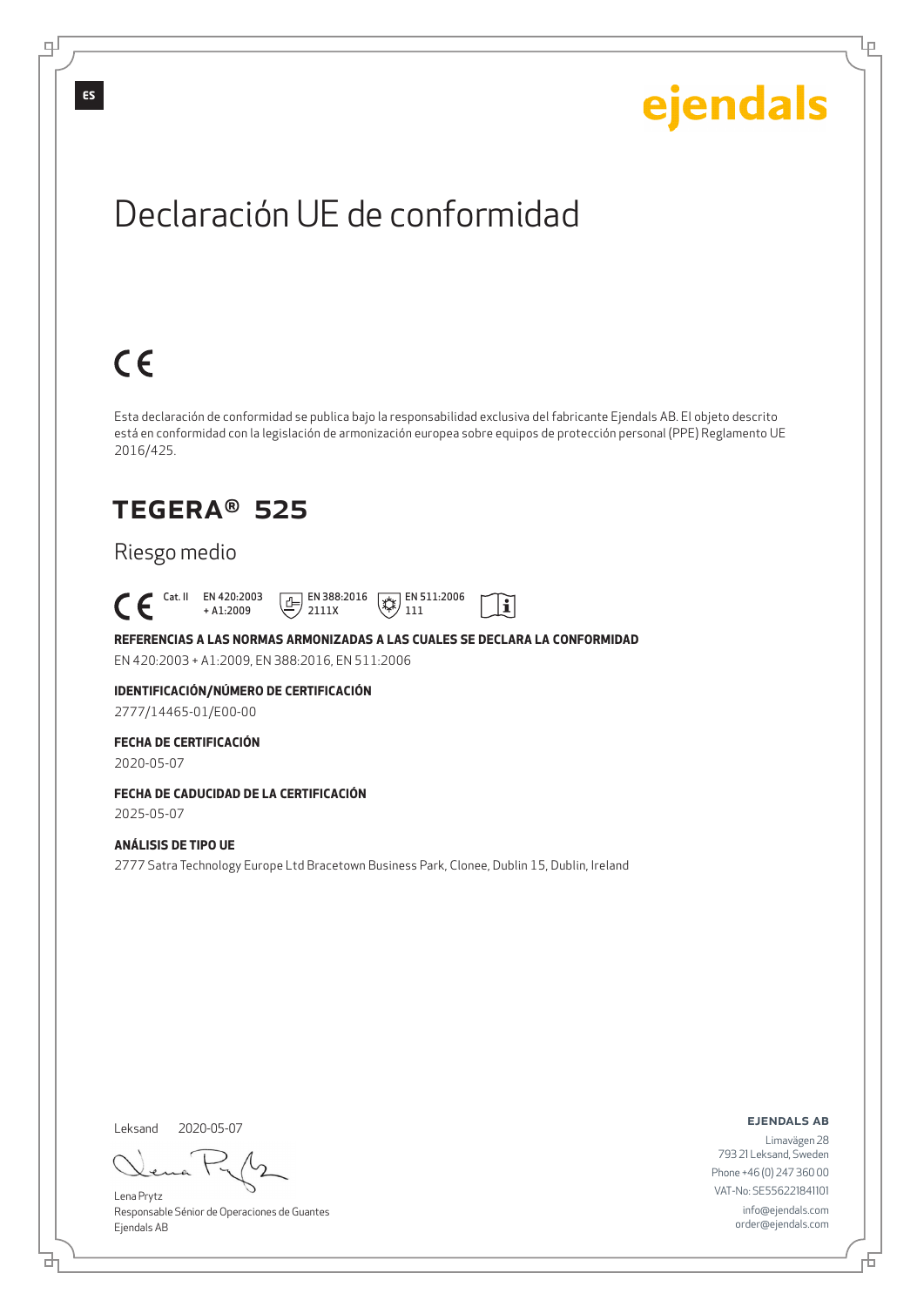ES

ejendals

# Declaración UE de conformidad

CE

Esta declaración de conformidad se publica bajo la responsabilidad exclusiva del fabricante Ejendals AB. El objeto descrito está en conformidad con la legislación de armonización europea sobre equipos de protección personal (PPE) Reglamento UE 2016/425.

## TEGERA® 525

Riesgo medio

CE Cat. II EN 420:2003 + A1:2009 EN 388:2016 2111X EN 511:2006 111

**REFERENCIAS A LAS NORMAS ARMONIZADAS A LAS CUALES SE DECLARA LA CONFORMIDAD**

EN 420:2003 + A1:2009, EN 388:2016, EN 511:2006

**IDENTIFICACIÓN/NÚMERO DE CERTIFICACIÓN**

2777/14465-01/E00-00

**FECHA DE CERTIFICACIÓN**

2020-05-07

**FECHA DE CADUCIDAD DE LA CERTIFICACIÓN**

2025-05-07

**ANÁLISIS DE TIPO UE**

2777 Satra Technology Europe Ltd Bracetown Business Park, Clonee, Dublin 15, Dublin, Ireland

Leksand 2020-05-07

Lena Prytz
Responsable Sénior de Operaciones de Guantes
Ejendals AB

**EJENDALS AB**

Limavägen 28
793 21 Leksand, Sweden
Phone +46 (0) 247 360 00
VAT-No: SE556221841101
info@ejendals.com
order@ejendals.com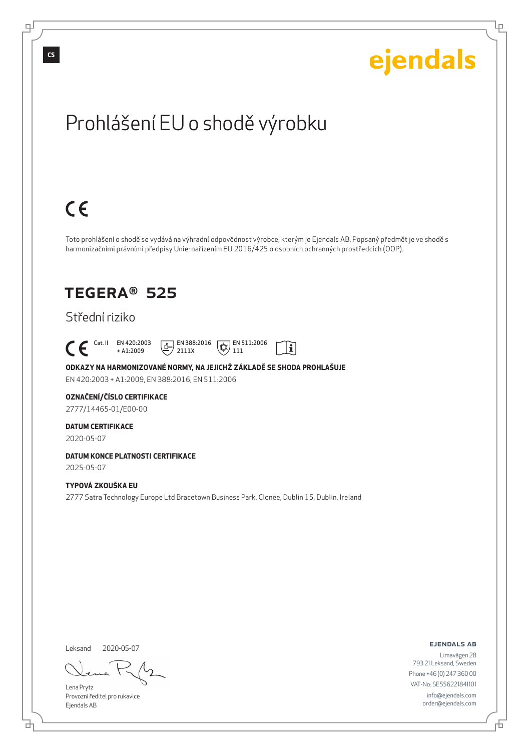CS

ejendals

# Prohlášení EU o shodě výrobku

CE

Toto prohlášení o shodě se vydává na výhradní odpovědnost výrobce, kterým je Ejendals AB. Popsaný předmět je ve shodě s harmonizačními právními předpisy Unie: nařízením EU 2016/425 o osobních ochranných prostředcích (OOP).

## TEGERA® 525

Střední riziko

CE Cat. II EN 420:2003 + A1:2009 EN 388:2016 2111X EN 511:2006 111

**ODKAZY NA HARMONIZOVANÉ NORMY, NA JEJICHŽ ZÁKLADĚ SE SHODA PROHLAŠUJE**

EN 420:2003 + A1:2009, EN 388:2016, EN 511:2006

**OZNAČENÍ/ČÍSLO CERTIFIKACE**

2777/14465-01/E00-00

**DATUM CERTIFIKACE**

2020-05-07

**DATUM KONCE PLATNOSTI CERTIFIKACE**

2025-05-07

**TYPOVÁ ZKOUŠKA EU**

2777 Satra Technology Europe Ltd Bracetown Business Park, Clonee, Dublin 15, Dublin, Ireland

Leksand 2020-05-07

Lena Prytz
Provozní ředitel pro rukavice
Ejendals AB

**EJENDALS AB**

Limavägen 28
793 21 Leksand, Sweden
Phone +46 (0) 247 360 00
VAT-No: SE556221841101
info@ejendals.com
order@ejendals.com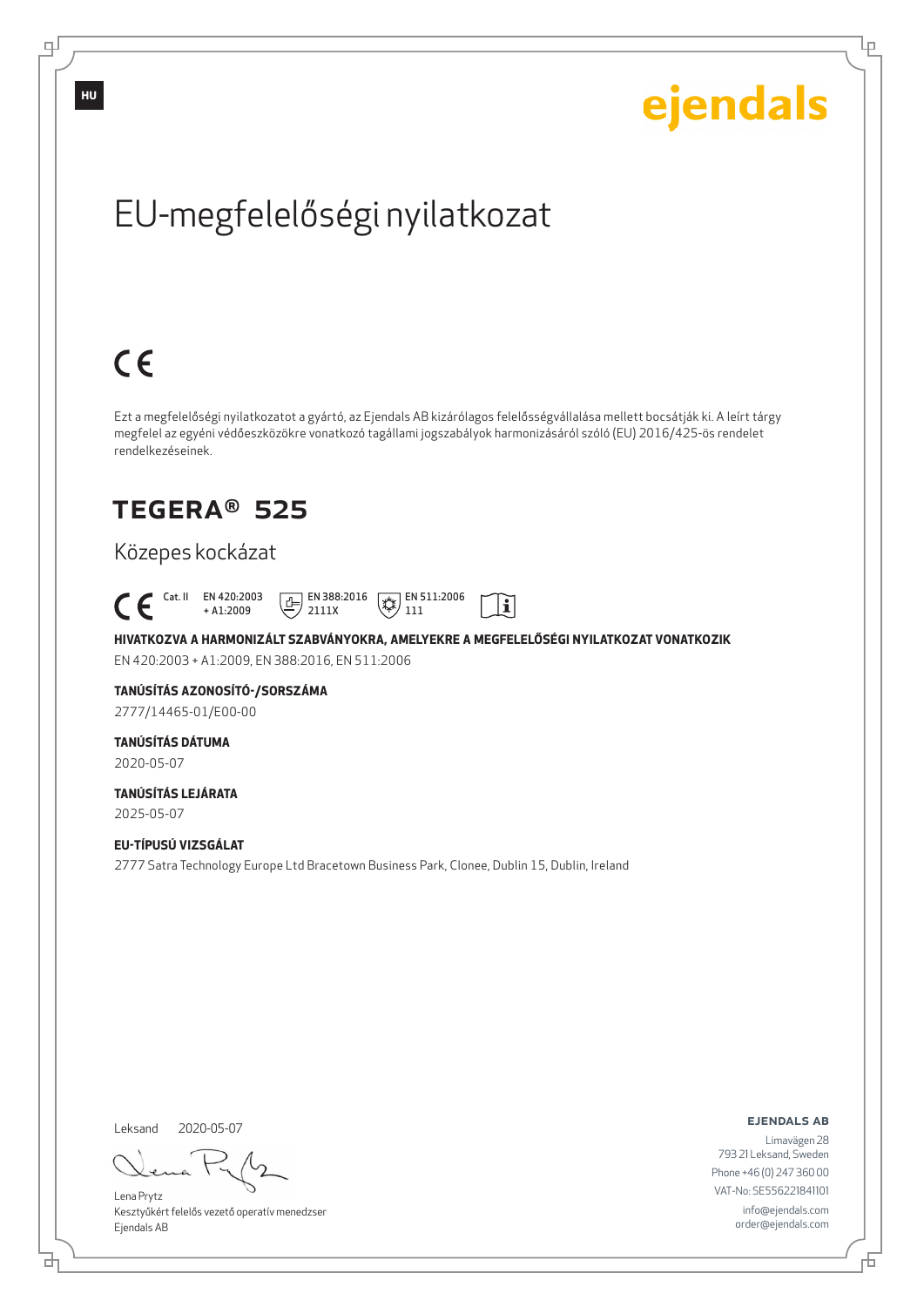HU

ejendals

# EU-megfelelőségi nyilatkozat

CE

Ezt a megfelelőségi nyilatkozatot a gyártó, az Ejendals AB kizárólagos felelősségvállalása mellett bocsátják ki. A leírt tárgy megfelel az egyéni védőeszközökre vonatkozó tagállami jogszabályok harmonizásáról szóló (EU) 2016/425-ös rendelet rendelkezéseinek.

## TEGERA® 525

Közepes kockázat

CE Cat. II EN 420:2003 + A1:2009 EN 388:2016 2111X EN 511:2006 111

**HIVATKOZVA A HARMONIZÁLT SZABVÁNYOKRA, AMELYEKRE A MEGFELELŐSÉGI NYILATKOZAT VONATKOZIK**

EN 420:2003 + A1:2009, EN 388:2016, EN 511:2006

**TANÚSÍTÁS AZONOSÍTÓ-/SORSZÁMA**

2777/14465-01/E00-00

**TANÚSÍTÁS DÁTUMA**

2020-05-07

**TANÚSÍTÁS LEJÁRATA**

2025-05-07

**EU-TÍPUSÚ VIZSGÁLAT**

2777 Satra Technology Europe Ltd Bracetown Business Park, Clonee, Dublin 15, Dublin, Ireland

Leksand 2020-05-07

Lena Prytz
Kesztyűkért felelős vezető operatív menedzser
Ejendals AB

**EJENDALS AB**

Limavägen 28
793 21 Leksand, Sweden
Phone +46 (0) 247 360 00
VAT-No: SE556221841101
info@ejendals.com
order@ejendals.com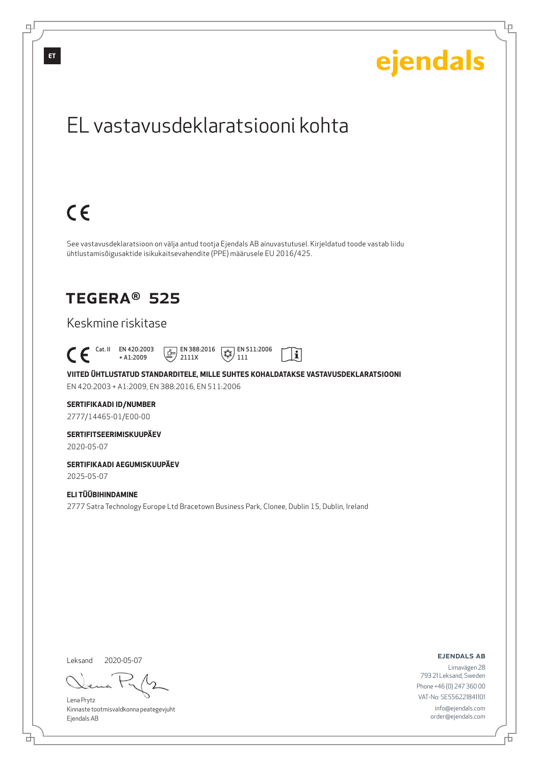ET

ejendals

# EL vastavusdeklaratsiooni kohta

CE

See vastavusdeklaratsioon on välja antud tootja Ejendals AB ainuvastutusel. Kirjeldatud toode vastab liidu ühtlustamisõigusaktide isikukaitsevahendite (PPE) määrusele EU 2016/425.

## TEGERA® 525

### Keskmine riskitase

CE Cat. II EN 420:2003 + A1:2009 EN 388:2016 2111X EN 511:2006 111

**VIITED ÜHTLUSTATUD STANDARDITELE, MILLE SUHTES KOHALDATAKSE VASTAVUSDEKLARATSIOONI**
EN 420:2003 + A1:2009, EN 388:2016, EN 511:2006

**SERTIFIKAADI ID/NUMBER**
2777/14465-01/E00-00

**SERTIFITSEERIMISKUUPÄEV**
2020-05-07

**SERTIFIKAADI AEGUMISKUUPÄEV**
2025-05-07

**ELI TÜÜBIHINDAMINE**
2777 Satra Technology Europe Ltd Bracetown Business Park, Clonee, Dublin 15, Dublin, Ireland

Leksand 2020-05-07

Lena Prytz
Kinnaste tootmisvaldkonna peategevjuht
Ejendals AB

**EJENDALS AB**
Limavägen 28
793 21 Leksand, Sweden
Phone +46 (0) 247 360 00
VAT-No: SE556221841101
info@ejendals.com
order@ejendals.com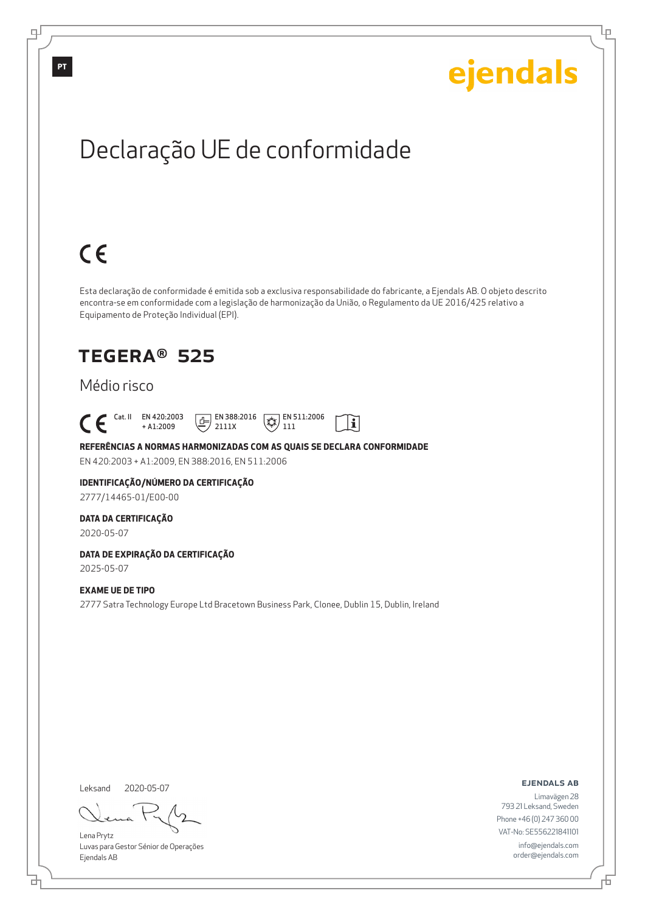PT

ejendals

# Declaração UE de conformidade

CE

Esta declaração de conformidade é emitida sob a exclusiva responsabilidade do fabricante, a Ejendals AB. O objeto descrito encontra-se em conformidade com a legislação de harmonização da União, o Regulamento da UE 2016/425 relativo a Equipamento de Proteção Individual (EPI).

## TEGERA® 525

Médio risco

CE Cat. II EN 420:2003 + A1:2009 EN 388:2016 2111X EN 511:2006 111

**REFERÊNCIAS A NORMAS HARMONIZADAS COM AS QUAIS SE DECLARA CONFORMIDADE**

EN 420:2003 + A1:2009, EN 388:2016, EN 511:2006

**IDENTIFICAÇÃO/NÚMERO DA CERTIFICAÇÃO**

2777/14465-01/E00-00

**DATA DA CERTIFICAÇÃO**

2020-05-07

**DATA DE EXPIRAÇÃO DA CERTIFICAÇÃO**

2025-05-07

**EXAME UE DE TIPO**

2777 Satra Technology Europe Ltd Bracetown Business Park, Clonee, Dublin 15, Dublin, Ireland

Leksand 2020-05-07

Lena Prytz
Luvas para Gestor Sénior de Operações
Ejendals AB

**EJENDALS AB**

Limavägen 28
793 21 Leksand, Sweden
Phone +46 (0) 247 360 00
VAT-No: SE556221841101
info@ejendals.com
order@ejendals.com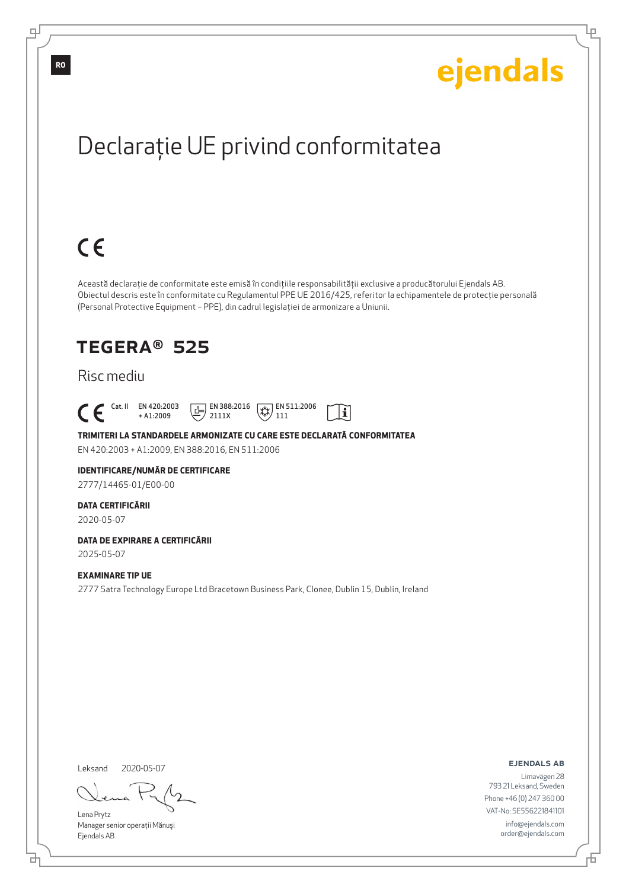RO

ejendals

# Declarație UE privind conformitatea

CE

Această declarație de conformitate este emisă în condițiile responsabilității exclusive a producătorului Ejendals AB. Obiectul descris este în conformitate cu Regulamentul PPE UE 2016/425, referitor la echipamentele de protecție personală (Personal Protective Equipment – PPE), din cadrul legislației de armonizare a Uniunii.

## TEGERA® 525

### Risc mediu

CE Cat. II EN 420:2003 + A1:2009 EN 388:2016 2111X EN 511:2006 111

**TRIMITERI LA STANDARDELE ARMONIZATE CU CARE ESTE DECLARATĂ CONFORMITATEA**

EN 420:2003 + A1:2009, EN 388:2016, EN 511:2006

**IDENTIFICARE/NUMĂR DE CERTIFICARE**

2777/14465-01/E00-00

**DATA CERTIFICĂRII**

2020-05-07

**DATA DE EXPIRARE A CERTIFICĂRII**

2025-05-07

**EXAMINARE TIP UE**

2777 Satra Technology Europe Ltd Bracetown Business Park, Clonee, Dublin 15, Dublin, Ireland

Leksand 2020-05-07

Lena Prytz
Manager senior operații Mănuși
Ejendals AB

**EJENDALS AB**
Limavägen 28
793 21 Leksand, Sweden
Phone +46 (0) 247 360 00
VAT-No: SE556221841101
info@ejendals.com
order@ejendals.com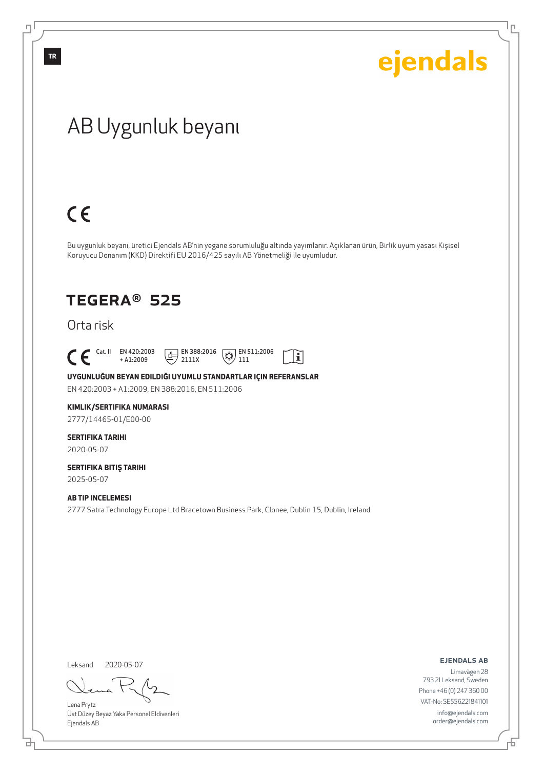TR

ejendals

# AB Uygunluk beyanı

CE

Bu uygunluk beyanı, üretici Ejendals AB'nin yegane sorumluluğu altında yayımlanır. Açıklanan ürün, Birlik uyum yasası Kişisel Koruyucu Donanım (KKD) Direktifi EU 2016/425 sayılı AB Yönetmeliği ile uyumludur.

## TEGERA® 525

Orta risk

CE Cat. II EN 420:2003 + A1:2009 EN 388:2016 2111X EN 511:2006 111

**UYGUNLUĞUN BEYAN EDILDIĞI UYUMLU STANDARTLAR IÇIN REFERANSLAR**

EN 420:2003 + A1:2009, EN 388:2016, EN 511:2006

**KIMLIK/SERTIFIKA NUMARASI**

2777/14465-01/E00-00

**SERTIFIKA TARIHI**

2020-05-07

**SERTIFIKA BITIŞ TARIHI**

2025-05-07

**AB TIP INCELEMESI**

2777 Satra Technology Europe Ltd Bracetown Business Park, Clonee, Dublin 15, Dublin, Ireland

Leksand 2020-05-07

Lena Prytz
Üst Düzey Beyaz Yaka Personel Eldivenleri
Ejendals AB

**EJENDALS AB**

Limavägen 28
793 21 Leksand, Sweden
Phone +46 (0) 247 360 00
VAT-No: SE556221841101
info@ejendals.com
order@ejendals.com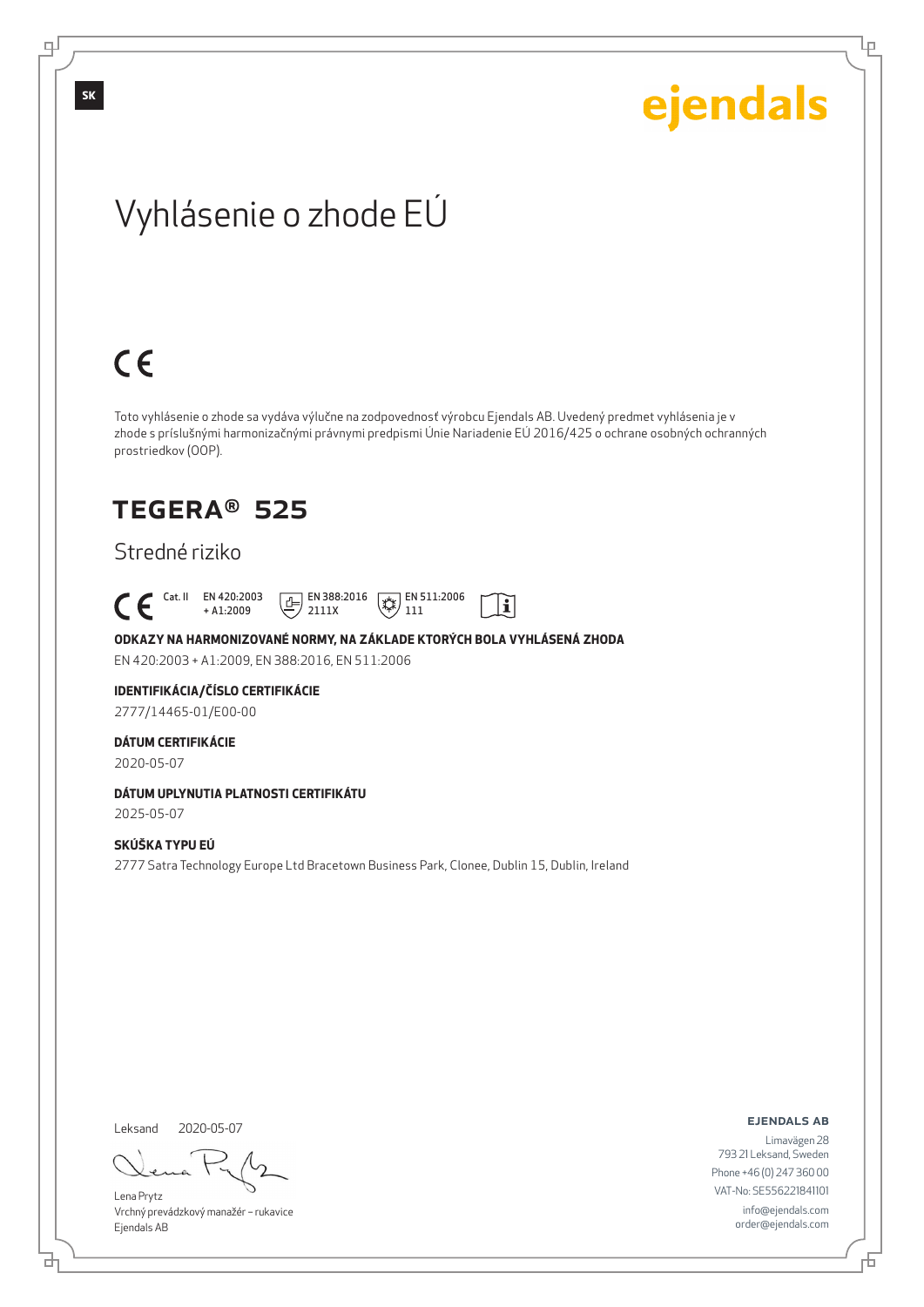SK

ejendals

# Vyhlásenie o zhode EÚ

CE

Toto vyhlásenie o zhode sa vydáva výlučne na zodpovednosť výrobcu Ejendals AB. Uvedený predmet vyhlásenia je v zhode s príslušnými harmonizačnými právnymi predpismi Únie Nariadenie EÚ 2016/425 o ochrane osobných ochranných prostriedkov (OOP).

## TEGERA® 525

Stredné riziko

CE Cat. II EN 420:2003 + A1:2009 EN 388:2016 2111X EN 511:2006 111

**ODKAZY NA HARMONIZOVANÉ NORMY, NA ZÁKLADE KTORÝCH BOLA VYHLÁSENÁ ZHODA**

EN 420:2003 + A1:2009, EN 388:2016, EN 511:2006

**IDENTIFIKÁCIA/ČÍSLO CERTIFIKÁCIE**

2777/14465-01/E00-00

**DÁTUM CERTIFIKÁCIE**

2020-05-07

**DÁTUM UPLYNUTIA PLATNOSTI CERTIFIKÁTU**

2025-05-07

**SKÚŠKA TYPU EÚ**

2777 Satra Technology Europe Ltd Bracetown Business Park, Clonee, Dublin 15, Dublin, Ireland

Leksand 2020-05-07

Lena Prytz
Vrchný prevádzkový manažér – rukavice
Ejendals AB

**EJENDALS AB**

Limavägen 28
793 21 Leksand, Sweden
Phone +46 (0) 247 360 00
VAT-No: SE556221841101
info@ejendals.com
order@ejendals.com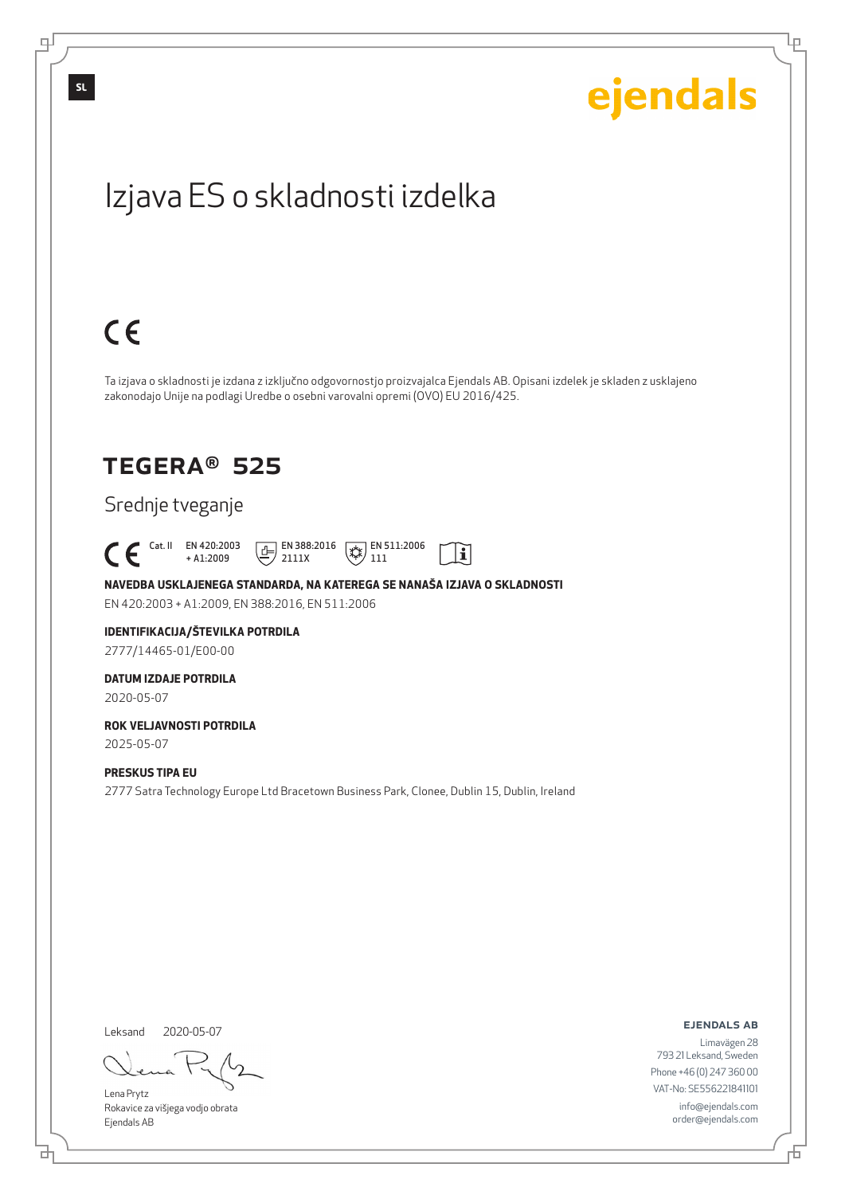SL

ejendals

# Izjava ES o skladnosti izdelka

CE

Ta izjava o skladnosti je izdana z izključno odgovornostjo proizvajalca Ejendals AB. Opisani izdelek je skladen z usklajeno zakonodajo Unije na podlagi Uredbe o osebni varovalni opremi (OVO) EU 2016/425.

## TEGERA® 525

Srednje tveganje

CE Cat. II EN 420:2003 + A1:2009 EN 388:2016 2111X EN 511:2006 111

**NAVEDBA USKLAJENEGA STANDARDA, NA KATEREGA SE NANAŠA IZJAVA O SKLADNOSTI**

EN 420:2003 + A1:2009, EN 388:2016, EN 511:2006

**IDENTIFIKACIJA/ŠTEVILKA POTRDILA**

2777/14465-01/E00-00

**DATUM IZDAJE POTRDILA**

2020-05-07

**ROK VELJAVNOSTI POTRDILA**

2025-05-07

**PRESKUS TIPA EU**

2777 Satra Technology Europe Ltd Bracetown Business Park, Clonee, Dublin 15, Dublin, Ireland

Leksand 2020-05-07

Lena Prytz
Rokavice za višjega vodjo obrata
Ejendals AB

**EJENDALS AB**

Limavägen 28
793 21 Leksand, Sweden
Phone +46 (0) 247 360 00
VAT-No: SE556221841101
info@ejendals.com
order@ejendals.com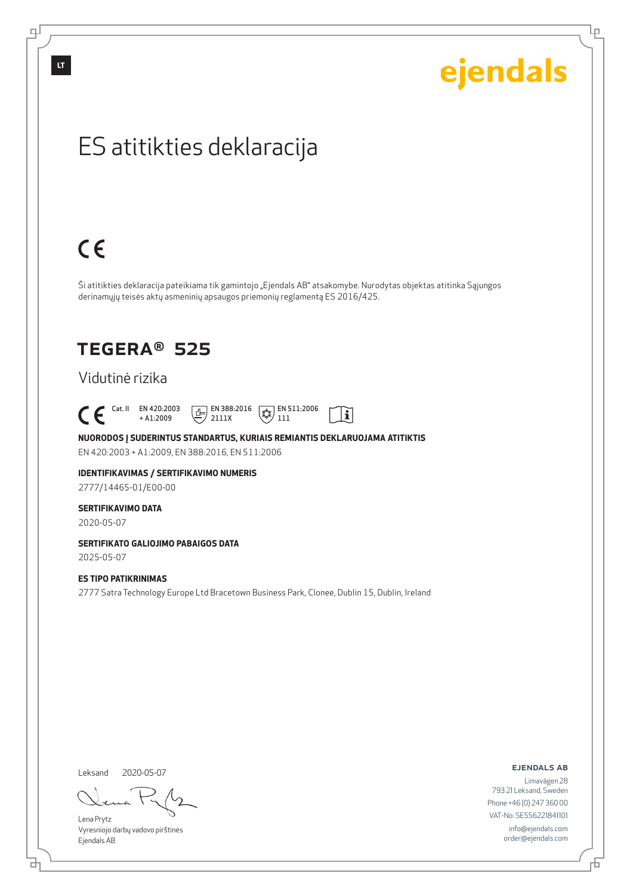LT

ejendals

# ES atitikties deklaracija

CE

Ši atitikties deklaracija pateikiama tik gamintojo „Ejendals AB" atsakomybe. Nurodytas objektas atitinka Sąjungos derinamųjų teisės aktų asmeninių apsaugos priemonių reglamentą ES 2016/425.

## TEGERA® 525

Vidutinė rizika

CE Cat. II EN 420:2003 + A1:2009 EN 388:2016 2111X EN 511:2006 111

**NUORODOS Į SUDERINTUS STANDARTUS, KURIAIS REMIANTIS DEKLARUOJAMA ATITIKTIS**

EN 420:2003 + A1:2009, EN 388:2016, EN 511:2006

**IDENTIFIKAVIMAS / SERTIFIKAVIMO NUMERIS**

2777/14465-01/E00-00

**SERTIFIKAVIMO DATA**

2020-05-07

**SERTIFIKATO GALIOJIMO PABAIGOS DATA**

2025-05-07

**ES TIPO PATIKRINIMAS**

2777 Satra Technology Europe Ltd Bracetown Business Park, Clonee, Dublin 15, Dublin, Ireland

Leksand 2020-05-07

Lena Prytz
Vyresniojo darbų vadovo pirštinės
Ejendals AB

**EJENDALS AB**
Limavägen 28
793 21 Leksand, Sweden
Phone +46 (0) 247 360 00
VAT-No: SE556221841101
info@ejendals.com
order@ejendals.com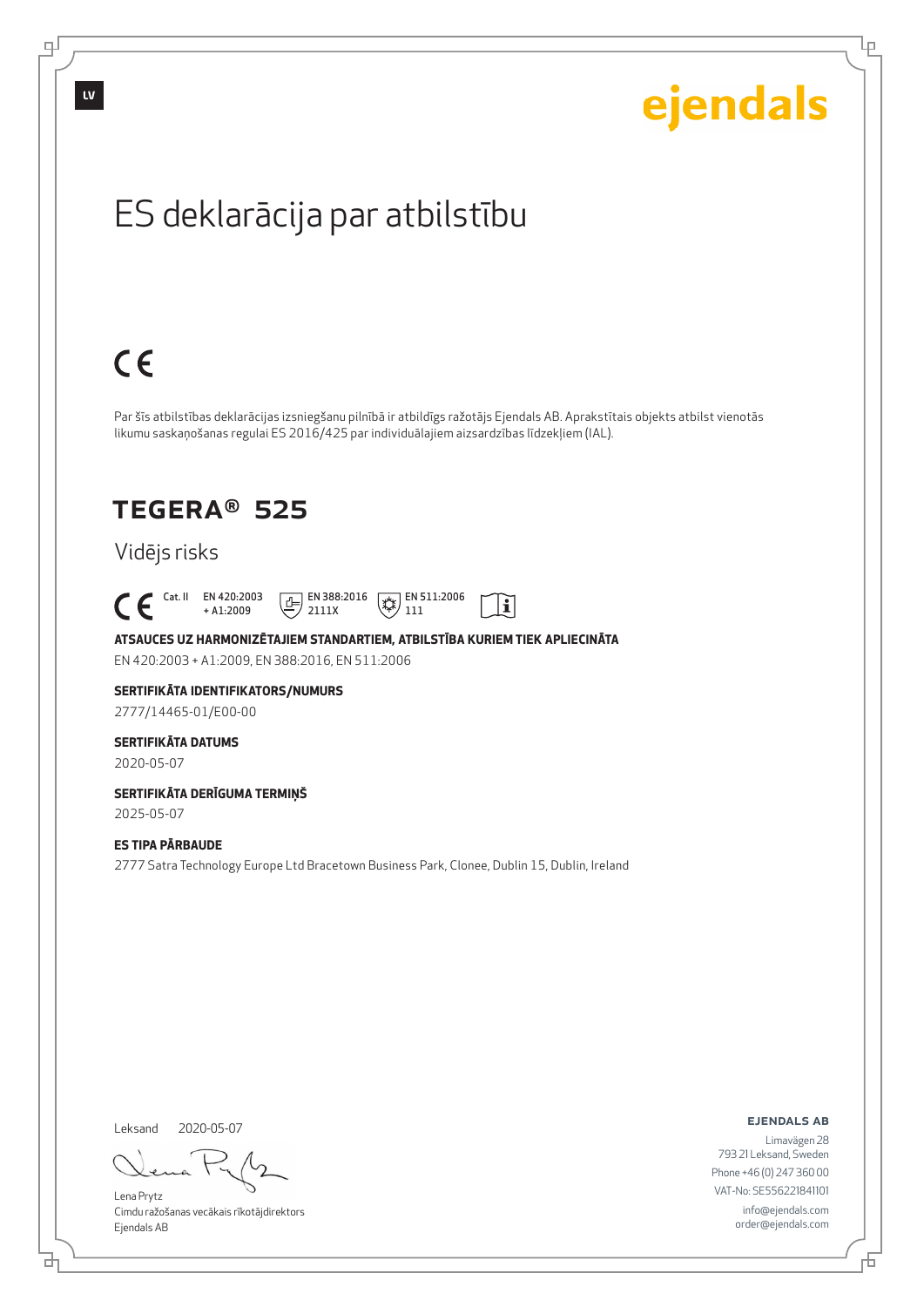LV

ejendals

# ES deklarācija par atbilstību

CE

Par šīs atbilstības deklarācijas izsniegšanu pilnībā ir atbildīgs ražotājs Ejendals AB. Aprakstītais objekts atbilst vienotās likumu saskaņošanas regulai ES 2016/425 par individuālajiem aizsardzības līdzekļiem (IAL).

## TEGERA® 525

Vidējs risks

CE Cat. II EN 420:2003 + A1:2009 EN 388:2016 2111X EN 511:2006 111

**ATSAUCES UZ HARMONIZĒTAJIEM STANDARTIEM, ATBILSTĪBA KURIEM TIEK APLIECINĀTA**

EN 420:2003 + A1:2009, EN 388:2016, EN 511:2006

**SERTIFIKĀTA IDENTIFIKATORS/NUMURS**

2777/14465-01/E00-00

**SERTIFIKĀTA DATUMS**

2020-05-07

**SERTIFIKĀTA DERĪGUMA TERMIŅŠ**

2025-05-07

**ES TIPA PĀRBAUDE**

2777 Satra Technology Europe Ltd Bracetown Business Park, Clonee, Dublin 15, Dublin, Ireland

Leksand 2020-05-07

Lena Prytz
Cimdu ražošanas vecākais rīkotājdirektors
Ejendals AB

**EJENDALS AB**
Limavägen 28
793 21 Leksand, Sweden
Phone +46 (0) 247 360 00
VAT-No: SE556221841101
info@ejendals.com
order@ejendals.com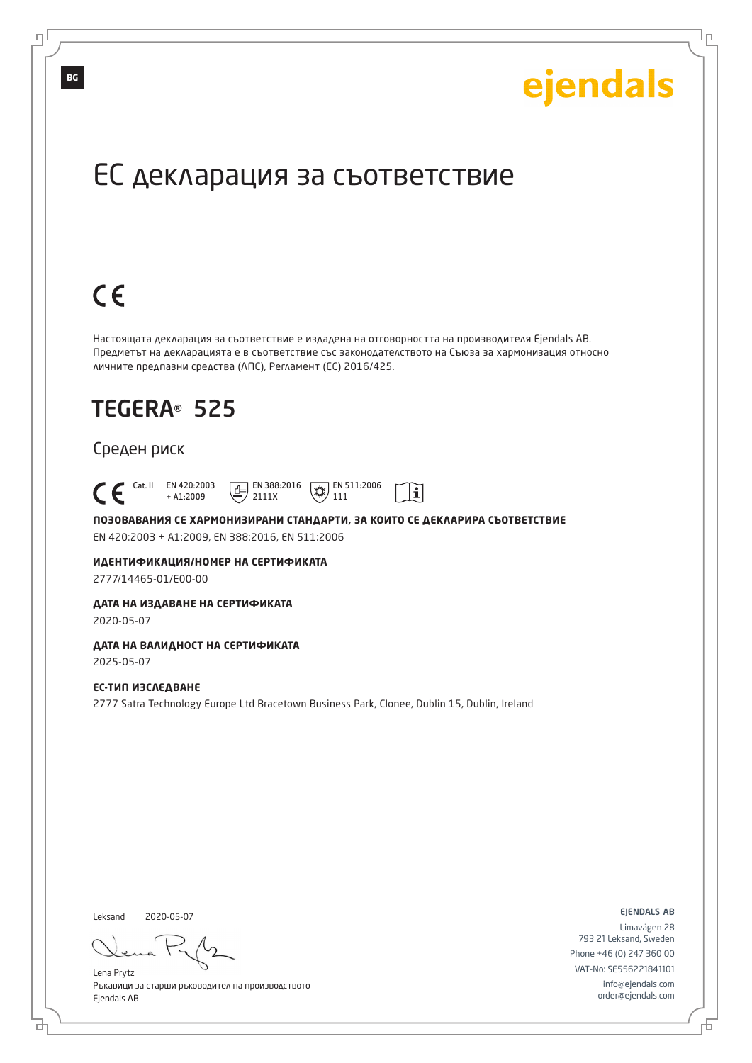BG

ejendals

# ЕС декларация за съответствие

CE

Настоящата декларация за съответствие е издадена на отговорността на производителя Ejendals AB. Предметът на декларацията е в съответствие със законодателството на Съюза за хармонизация относно личните предпазни средства (ЛПС), Регламент (ЕС) 2016/425.

## TEGERA® 525

Среден риск

CE Cat. II EN 420:2003 + A1:2009 EN 388:2016 2111X EN 511:2006 111

**ПОЗОВАВАНИЯ СЕ ХАРМОНИЗИРАНИ СТАНДАРТИ, ЗА КОИТО СЕ ДЕКЛАРИРА СЪОТВЕТСТВИЕ**

EN 420:2003 + A1:2009, EN 388:2016, EN 511:2006

**ИДЕНТИФИКАЦИЯ/НОМЕР НА СЕРТИФИКАТА**

2777/14465-01/E00-00

**ДАТА НА ИЗДАВАНЕ НА СЕРТИФИКАТА**

2020-05-07

**ДАТА НА ВАЛИДНОСТ НА СЕРТИФИКАТА**

2025-05-07

**ЕС-ТИП ИЗСЛЕДВАНЕ**

2777 Satra Technology Europe Ltd Bracetown Business Park, Clonee, Dublin 15, Dublin, Ireland

Leksand 2020-05-07

Lena Prytz
Ръкавици за старши ръководител на производството
Ejendals AB

EJENDALS AB
Limavägen 28
793 21 Leksand, Sweden
Phone +46 (0) 247 360 00
VAT-No: SE556221841101
info@ejendals.com
order@ejendals.com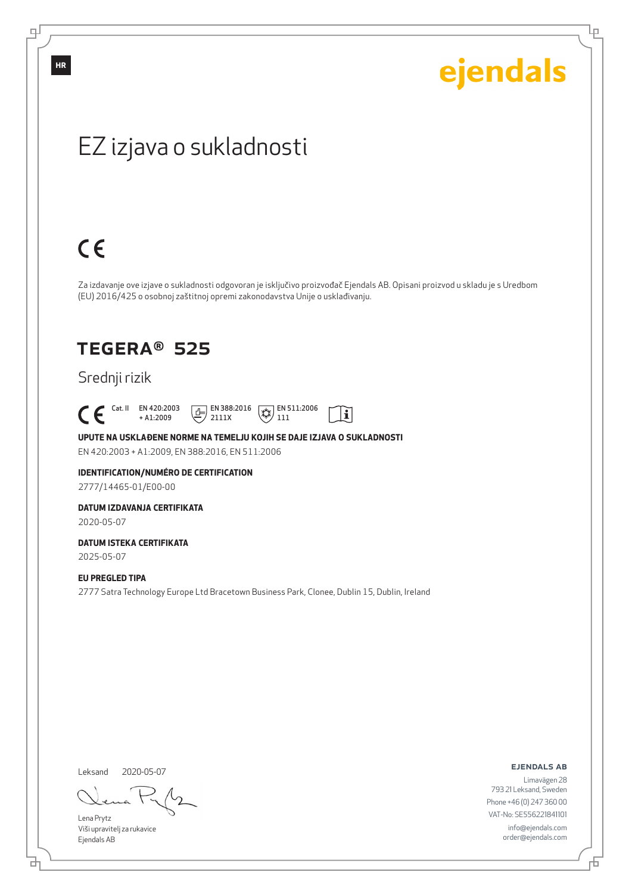HR

ejendals

# EZ izjava o sukladnosti

CE

Za izdavanje ove izjave o sukladnosti odgovoran je isključivo proizvođač Ejendals AB. Opisani proizvod u skladu je s Uredbom (EU) 2016/425 o osobnoj zaštitnoj opremi zakonodavstva Unije o usklađivanju.

## TEGERA® 525

Srednji rizik

CE Cat. II EN 420:2003 + A1:2009 EN 388:2016 2111X EN 511:2006 111

**UPUTE NA USKLAĐENE NORME NA TEMELJU KOJIH SE DAJE IZJAVA O SUKLADNOSTI**

EN 420:2003 + A1:2009, EN 388:2016, EN 511:2006

**IDENTIFICATION/NUMÉRO DE CERTIFICATION**

2777/14465-01/E00-00

**DATUM IZDAVANJA CERTIFIKATA**

2020-05-07

**DATUM ISTEKA CERTIFIKATA**

2025-05-07

**EU PREGLED TIPA**

2777 Satra Technology Europe Ltd Bracetown Business Park, Clonee, Dublin 15, Dublin, Ireland

Leksand 2020-05-07

Lena Prytz
Viši upravitelj za rukavice
Ejendals AB

**EJENDALS AB**
Limavägen 28
793 21 Leksand, Sweden
Phone +46 (0) 247 360 00
VAT-No: SE556221841101
info@ejendals.com
order@ejendals.com